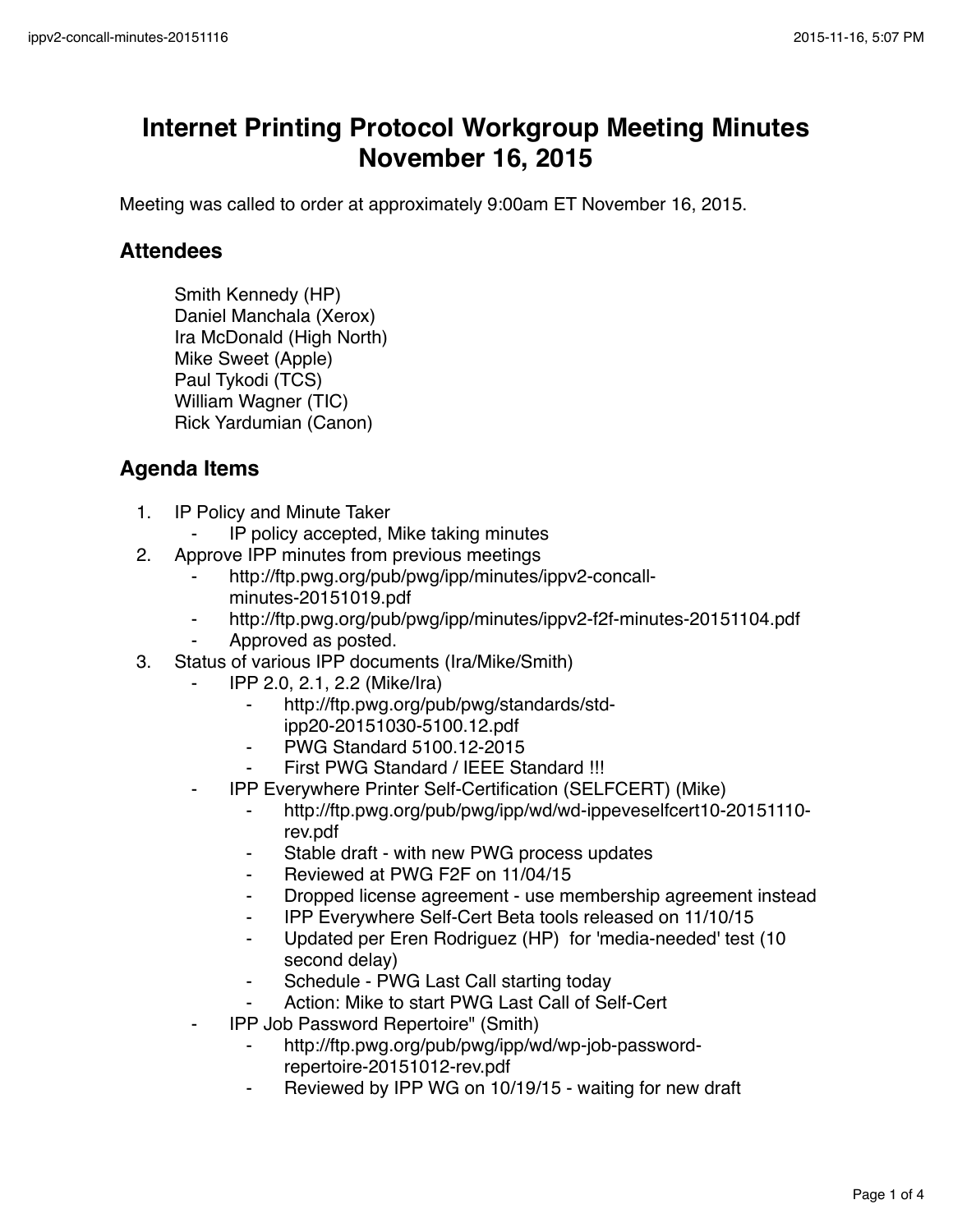# Internet Printing Protocol Workgroup Meeting Minutes November 16, 2015

Meeting was called to order at approximately 9:00am ET November 16, 2015.

## Attendees

Smith Kennedy (HP)
Daniel Manchala (Xerox)
Ira McDonald (High North)
Mike Sweet (Apple)
Paul Tykodi (TCS)
William Wagner (TIC)
Rick Yardumian (Canon)

## Agenda Items

1. IP Policy and Minute Taker
    - IP policy accepted, Mike taking minutes
2. Approve IPP minutes from previous meetings
    - http://ftp.pwg.org/pub/pwg/ipp/minutes/ippv2-concall-minutes-20151019.pdf
    - http://ftp.pwg.org/pub/pwg/ipp/minutes/ippv2-f2f-minutes-20151104.pdf
    - Approved as posted.
3. Status of various IPP documents (Ira/Mike/Smith)
    - IPP 2.0, 2.1, 2.2 (Mike/Ira)
        - http://ftp.pwg.org/pub/pwg/standards/std-ipp20-20151030-5100.12.pdf
        - PWG Standard 5100.12-2015
        - First PWG Standard / IEEE Standard !!!
    - IPP Everywhere Printer Self-Certification (SELFCERT) (Mike)
        - http://ftp.pwg.org/pub/pwg/ipp/wd/wd-ippeveselfcert10-20151110-rev.pdf
        - Stable draft - with new PWG process updates
        - Reviewed at PWG F2F on 11/04/15
        - Dropped license agreement - use membership agreement instead
        - IPP Everywhere Self-Cert Beta tools released on 11/10/15
        - Updated per Eren Rodriguez (HP) for 'media-needed' test (10 second delay)
        - Schedule - PWG Last Call starting today
        - Action: Mike to start PWG Last Call of Self-Cert
    - IPP Job Password Repertoire" (Smith)
        - http://ftp.pwg.org/pub/pwg/ipp/wd/wp-job-password-repertoire-20151012-rev.pdf
        - Reviewed by IPP WG on 10/19/15 - waiting for new draft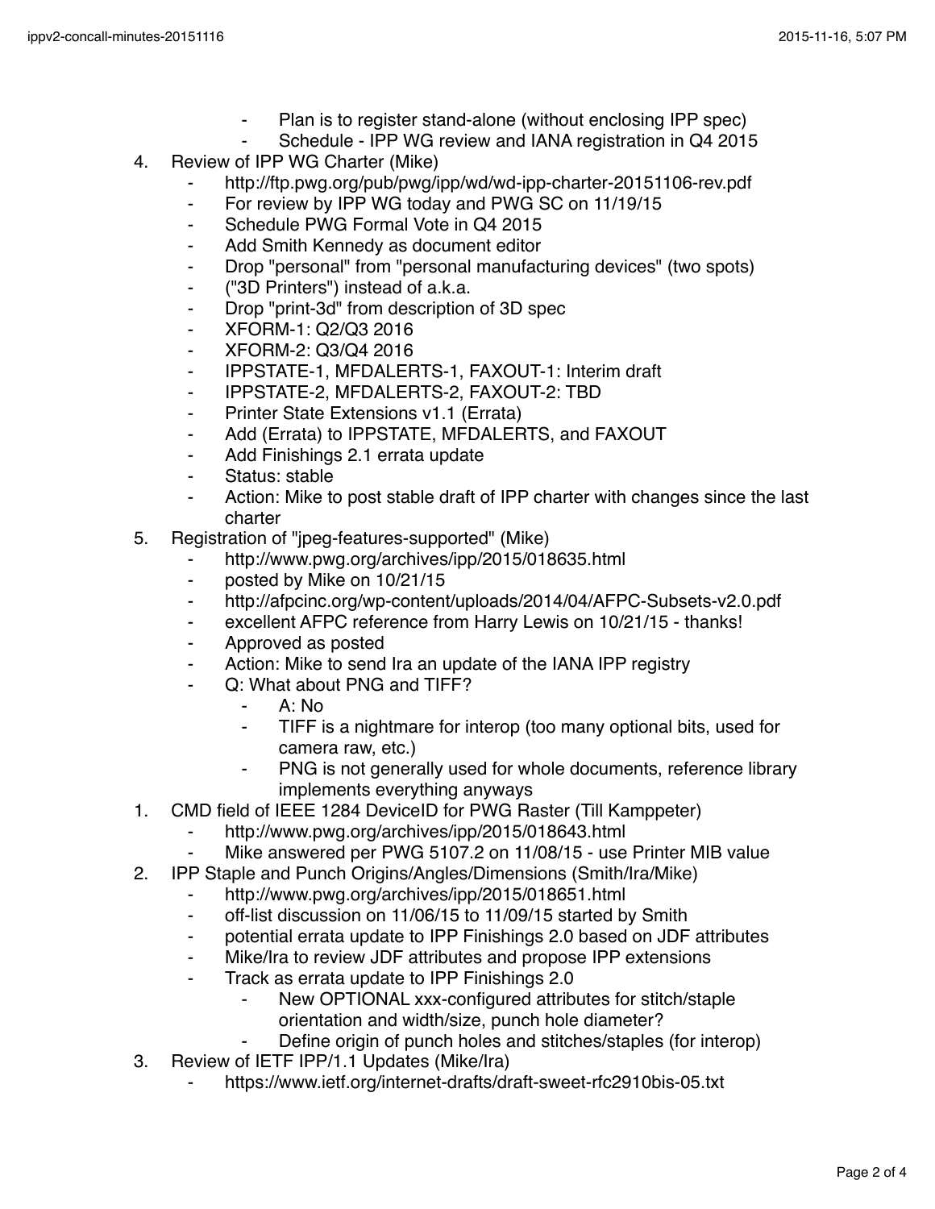- Plan is to register stand-alone (without enclosing IPP spec)
    - Schedule - IPP WG review and IANA registration in Q4 2015

4. Review of IPP WG Charter (Mike)
    - http://ftp.pwg.org/pub/pwg/ipp/wd/wd-ipp-charter-20151106-rev.pdf
    - For review by IPP WG today and PWG SC on 11/19/15
    - Schedule PWG Formal Vote in Q4 2015
    - Add Smith Kennedy as document editor
    - Drop "personal" from "personal manufacturing devices" (two spots)
    - ("3D Printers") instead of a.k.a.
    - Drop "print-3d" from description of 3D spec
    - XFORM-1: Q2/Q3 2016
    - XFORM-2: Q3/Q4 2016
    - IPPSTATE-1, MFDALERTS-1, FAXOUT-1: Interim draft
    - IPPSTATE-2, MFDALERTS-2, FAXOUT-2: TBD
    - Printer State Extensions v1.1 (Errata)
    - Add (Errata) to IPPSTATE, MFDALERTS, and FAXOUT
    - Add Finishings 2.1 errata update
    - Status: stable
    - Action: Mike to post stable draft of IPP charter with changes since the last charter
5. Registration of "jpeg-features-supported" (Mike)
    - http://www.pwg.org/archives/ipp/2015/018635.html
    - posted by Mike on 10/21/15
    - http://afpcinc.org/wp-content/uploads/2014/04/AFPC-Subsets-v2.0.pdf
    - excellent AFPC reference from Harry Lewis on 10/21/15 - thanks!
    - Approved as posted
    - Action: Mike to send Ira an update of the IANA IPP registry
    - Q: What about PNG and TIFF?
        - A: No
        - TIFF is a nightmare for interop (too many optional bits, used for camera raw, etc.)
        - PNG is not generally used for whole documents, reference library implements everything anyways

1. CMD field of IEEE 1284 DeviceID for PWG Raster (Till Kamppeter)
    - http://www.pwg.org/archives/ipp/2015/018643.html
    - Mike answered per PWG 5107.2 on 11/08/15 - use Printer MIB value
2. IPP Staple and Punch Origins/Angles/Dimensions (Smith/Ira/Mike)
    - http://www.pwg.org/archives/ipp/2015/018651.html
    - off-list discussion on 11/06/15 to 11/09/15 started by Smith
    - potential errata update to IPP Finishings 2.0 based on JDF attributes
    - Mike/Ira to review JDF attributes and propose IPP extensions
    - Track as errata update to IPP Finishings 2.0
        - New OPTIONAL xxx-configured attributes for stitch/staple orientation and width/size, punch hole diameter?
        - Define origin of punch holes and stitches/staples (for interop)
3. Review of IETF IPP/1.1 Updates (Mike/Ira)
    - https://www.ietf.org/internet-drafts/draft-sweet-rfc2910bis-05.txt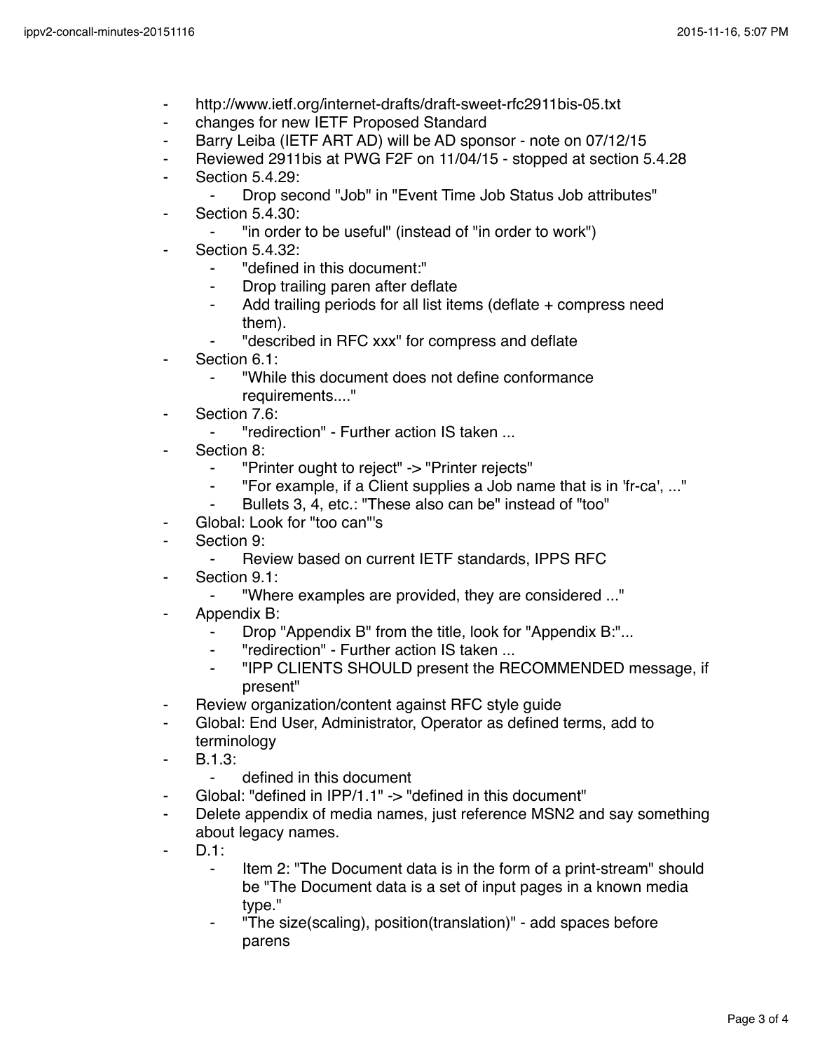- http://www.ietf.org/internet-drafts/draft-sweet-rfc2911bis-05.txt
- changes for new IETF Proposed Standard
- Barry Leiba (IETF ART AD) will be AD sponsor - note on 07/12/15
- Reviewed 2911bis at PWG F2F on 11/04/15 - stopped at section 5.4.28
- Section 5.4.29:
    - Drop second "Job" in "Event Time Job Status Job attributes"
- Section 5.4.30:
    - "in order to be useful" (instead of "in order to work")
- Section 5.4.32:
    - "defined in this document:"
    - Drop trailing paren after deflate
    - Add trailing periods for all list items (deflate + compress need them).
    - "described in RFC xxx" for compress and deflate
- Section 6.1:
    - "While this document does not define conformance requirements...."
- Section 7.6:
    - "redirection" - Further action IS taken ...
- Section 8:
    - "Printer ought to reject" -> "Printer rejects"
    - "For example, if a Client supplies a Job name that is in 'fr-ca', ..."
    - Bullets 3, 4, etc.: "These also can be" instead of "too"
- Global: Look for "too can"'s
- Section 9:
    - Review based on current IETF standards, IPPS RFC
- Section 9.1:
    - "Where examples are provided, they are considered ..."
- Appendix B:
    - Drop "Appendix B" from the title, look for "Appendix B:"...
    - "redirection" - Further action IS taken ...
    - "IPP CLIENTS SHOULD present the RECOMMENDED message, if present"
- Review organization/content against RFC style guide
- Global: End User, Administrator, Operator as defined terms, add to terminology
- B.1.3:
    - defined in this document
- Global: "defined in IPP/1.1" -> "defined in this document"
- Delete appendix of media names, just reference MSN2 and say something about legacy names.
- D.1:
    - Item 2: "The Document data is in the form of a print-stream" should be "The Document data is a set of input pages in a known media type."
    - "The size(scaling), position(translation)" - add spaces before parens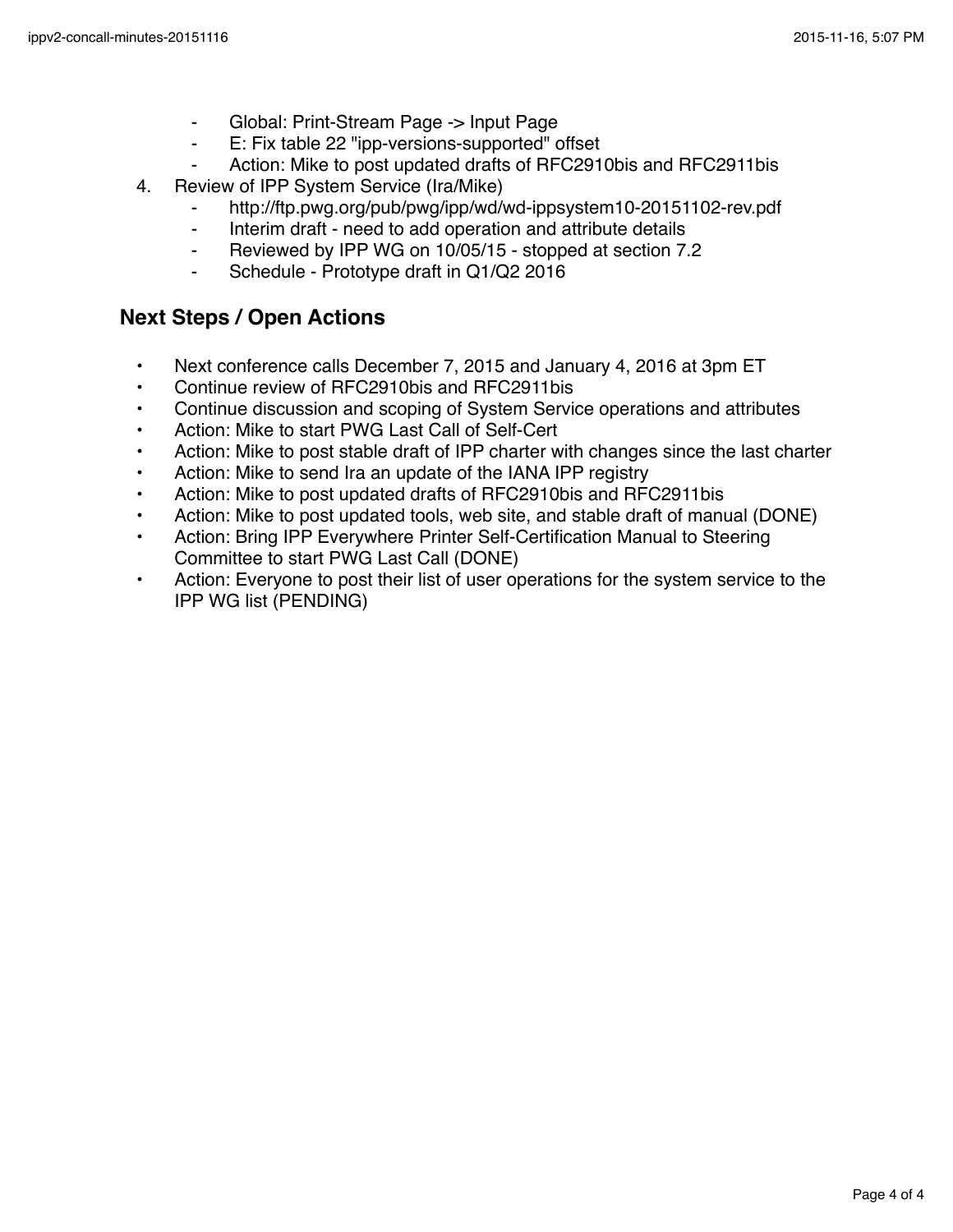- Global: Print-Stream Page -> Input Page
   - E: Fix table 22 "ipp-versions-supported" offset
   - Action: Mike to post updated drafts of RFC2910bis and RFC2911bis
4. Review of IPP System Service (Ira/Mike)
   - http://ftp.pwg.org/pub/pwg/ipp/wd/wd-ippsystem10-20151102-rev.pdf
   - Interim draft - need to add operation and attribute details
   - Reviewed by IPP WG on 10/05/15 - stopped at section 7.2
   - Schedule - Prototype draft in Q1/Q2 2016

## Next Steps / Open Actions

- Next conference calls December 7, 2015 and January 4, 2016 at 3pm ET
- Continue review of RFC2910bis and RFC2911bis
- Continue discussion and scoping of System Service operations and attributes
- Action: Mike to start PWG Last Call of Self-Cert
- Action: Mike to post stable draft of IPP charter with changes since the last charter
- Action: Mike to send Ira an update of the IANA IPP registry
- Action: Mike to post updated drafts of RFC2910bis and RFC2911bis
- Action: Mike to post updated tools, web site, and stable draft of manual (DONE)
- Action: Bring IPP Everywhere Printer Self-Certification Manual to Steering Committee to start PWG Last Call (DONE)
- Action: Everyone to post their list of user operations for the system service to the IPP WG list (PENDING)